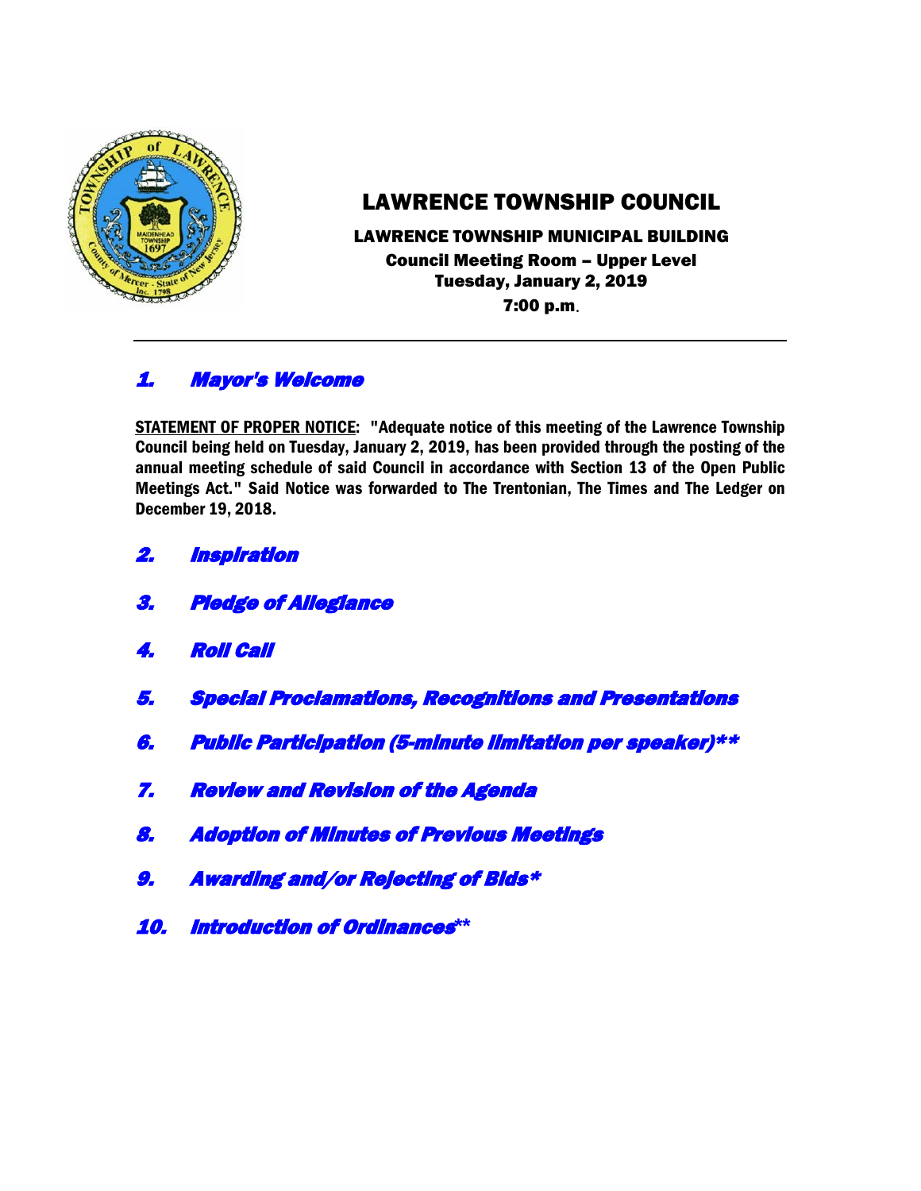# LAWRENCE TOWNSHIP COUNCIL

**LAWRENCE TOWNSHIP MUNICIPAL BUILDING**
**Council Meeting Room – Upper Level**
**Tuesday, January 2, 2019**
**7:00 p.m.**

---

## 1. *Mayor's Welcome*

**STATEMENT OF PROPER NOTICE: "Adequate notice of this meeting of the Lawrence Township Council being held on Tuesday, January 2, 2019, has been provided through the posting of the annual meeting schedule of said Council in accordance with Section 13 of the Open Public Meetings Act." Said Notice was forwarded to The Trentonian, The Times and The Ledger on December 19, 2018.**

## 2. *Inspiration*

## 3. *Pledge of Allegiance*

## 4. *Roll Call*

## 5. *Special Proclamations, Recognitions and Presentations*

## 6. *Public Participation (5-minute limitation per speaker)**

## 7. *Review and Revision of the Agenda*

## 8. *Adoption of Minutes of Previous Meetings*

## 9. *Awarding and/or Rejecting of Bids**

## 10. *Introduction of Ordinances***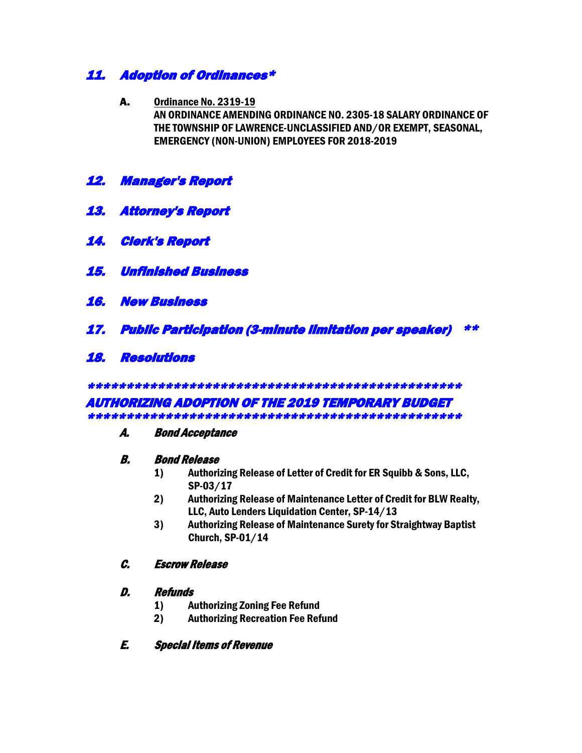## *11. Adoption of Ordinances**

**A.** **<u>Ordinance No. 2319-19</u>**
**AN ORDINANCE AMENDING ORDINANCE NO. 2305-18 SALARY ORDINANCE OF THE TOWNSHIP OF LAWRENCE-UNCLASSIFIED AND/OR EXEMPT, SEASONAL, EMERGENCY (NON-UNION) EMPLOYEES FOR 2018-2019**

## *12. Manager's Report*

## *13. Attorney's Report*

## *14. Clerk's Report*

## *15. Unfinished Business*

## *16. New Business*

## *17. Public Participation (3-minute limitation per speaker) ***

## *18. Resolutions*

***************************************************

## *AUTHORIZING ADOPTION OF THE 2019 TEMPORARY BUDGET*

***************************************************

***A. Bond Acceptance***

***B. Bond Release***

1) **Authorizing Release of Letter of Credit for ER Squibb & Sons, LLC, SP-03/17**
2) **Authorizing Release of Maintenance Letter of Credit for BLW Realty, LLC, Auto Lenders Liquidation Center, SP-14/13**
3) **Authorizing Release of Maintenance Surety for Straightway Baptist Church, SP-01/14**

***C. Escrow Release***

***D. Refunds***

1) **Authorizing Zoning Fee Refund**
2) **Authorizing Recreation Fee Refund**

***E. Special Items of Revenue***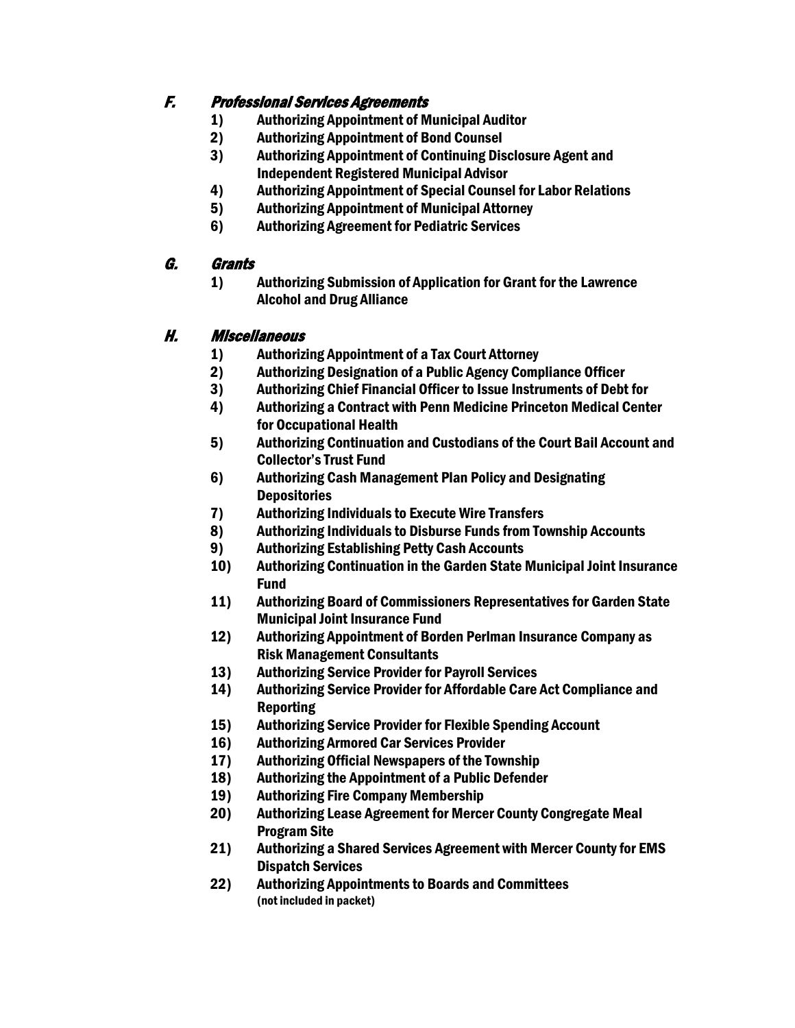### *F. Professional Services Agreements*

1) **Authorizing Appointment of Municipal Auditor**
2) **Authorizing Appointment of Bond Counsel**
3) **Authorizing Appointment of Continuing Disclosure Agent and Independent Registered Municipal Advisor**
4) **Authorizing Appointment of Special Counsel for Labor Relations**
5) **Authorizing Appointment of Municipal Attorney**
6) **Authorizing Agreement for Pediatric Services**

### *G. Grants*

1) **Authorizing Submission of Application for Grant for the Lawrence Alcohol and Drug Alliance**

### *H. Miscellaneous*

1) **Authorizing Appointment of a Tax Court Attorney**
2) **Authorizing Designation of a Public Agency Compliance Officer**
3) **Authorizing Chief Financial Officer to Issue Instruments of Debt for**
4) **Authorizing a Contract with Penn Medicine Princeton Medical Center for Occupational Health**
5) **Authorizing Continuation and Custodians of the Court Bail Account and Collector's Trust Fund**
6) **Authorizing Cash Management Plan Policy and Designating Depositories**
7) **Authorizing Individuals to Execute Wire Transfers**
8) **Authorizing Individuals to Disburse Funds from Township Accounts**
9) **Authorizing Establishing Petty Cash Accounts**
10) **Authorizing Continuation in the Garden State Municipal Joint Insurance Fund**
11) **Authorizing Board of Commissioners Representatives for Garden State Municipal Joint Insurance Fund**
12) **Authorizing Appointment of Borden Perlman Insurance Company as Risk Management Consultants**
13) **Authorizing Service Provider for Payroll Services**
14) **Authorizing Service Provider for Affordable Care Act Compliance and Reporting**
15) **Authorizing Service Provider for Flexible Spending Account**
16) **Authorizing Armored Car Services Provider**
17) **Authorizing Official Newspapers of the Township**
18) **Authorizing the Appointment of a Public Defender**
19) **Authorizing Fire Company Membership**
20) **Authorizing Lease Agreement for Mercer County Congregate Meal Program Site**
21) **Authorizing a Shared Services Agreement with Mercer County for EMS Dispatch Services**
22) **Authorizing Appointments to Boards and Committees**
    **(not included in packet)**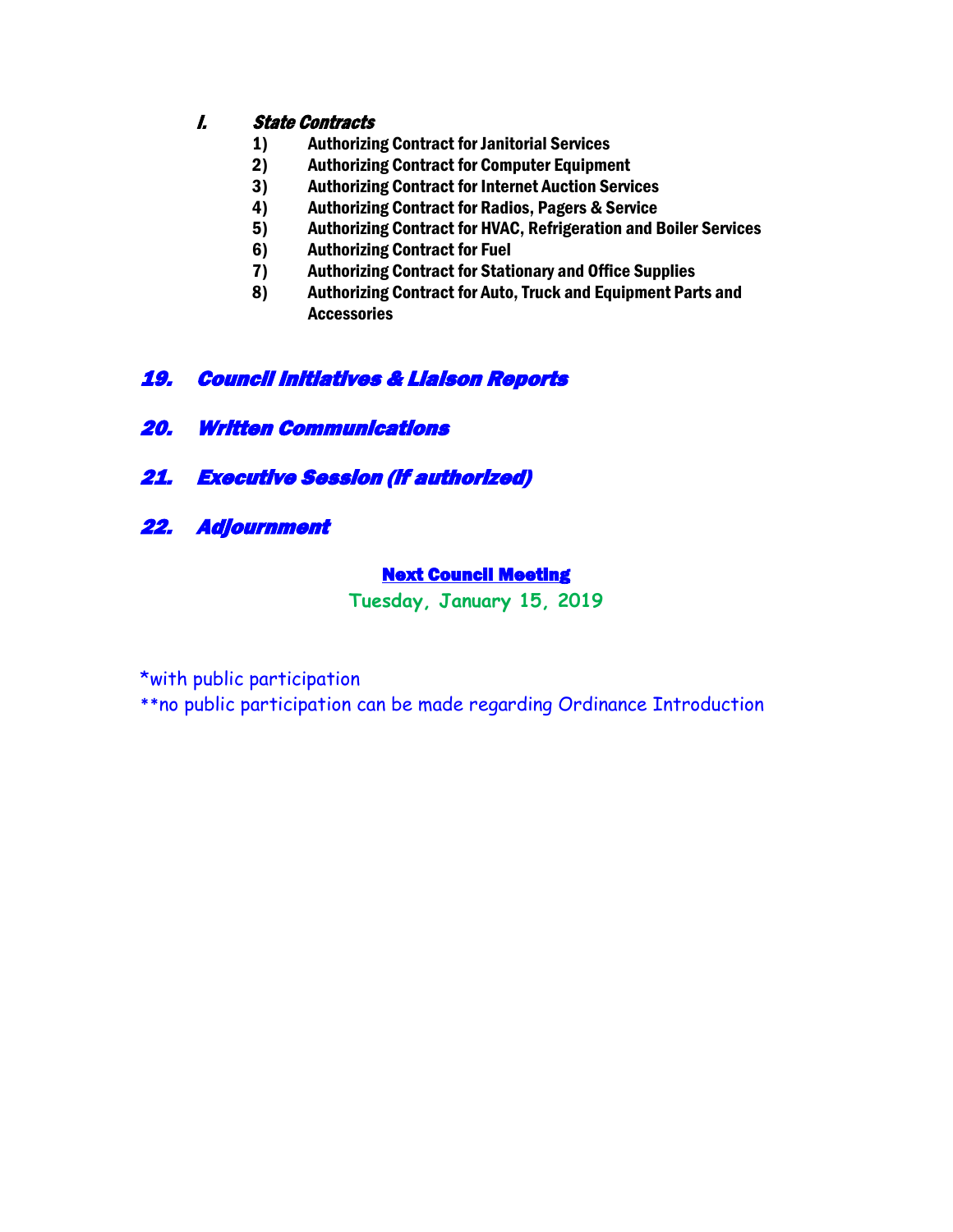### ***I. State Contracts***

1) **Authorizing Contract for Janitorial Services**
2) **Authorizing Contract for Computer Equipment**
3) **Authorizing Contract for Internet Auction Services**
4) **Authorizing Contract for Radios, Pagers & Service**
5) **Authorizing Contract for HVAC, Refrigeration and Boiler Services**
6) **Authorizing Contract for Fuel**
7) **Authorizing Contract for Stationary and Office Supplies**
8) **Authorizing Contract for Auto, Truck and Equipment Parts and Accessories**

## ***19. Council Initiatives & Liaison Reports***

## ***20. Written Communications***

## ***21. Executive Session (if authorized)***

## ***22. Adjournment***

**Next Council Meeting**

**Tuesday, January 15, 2019**

*with public participation

**no public participation can be made regarding Ordinance Introduction